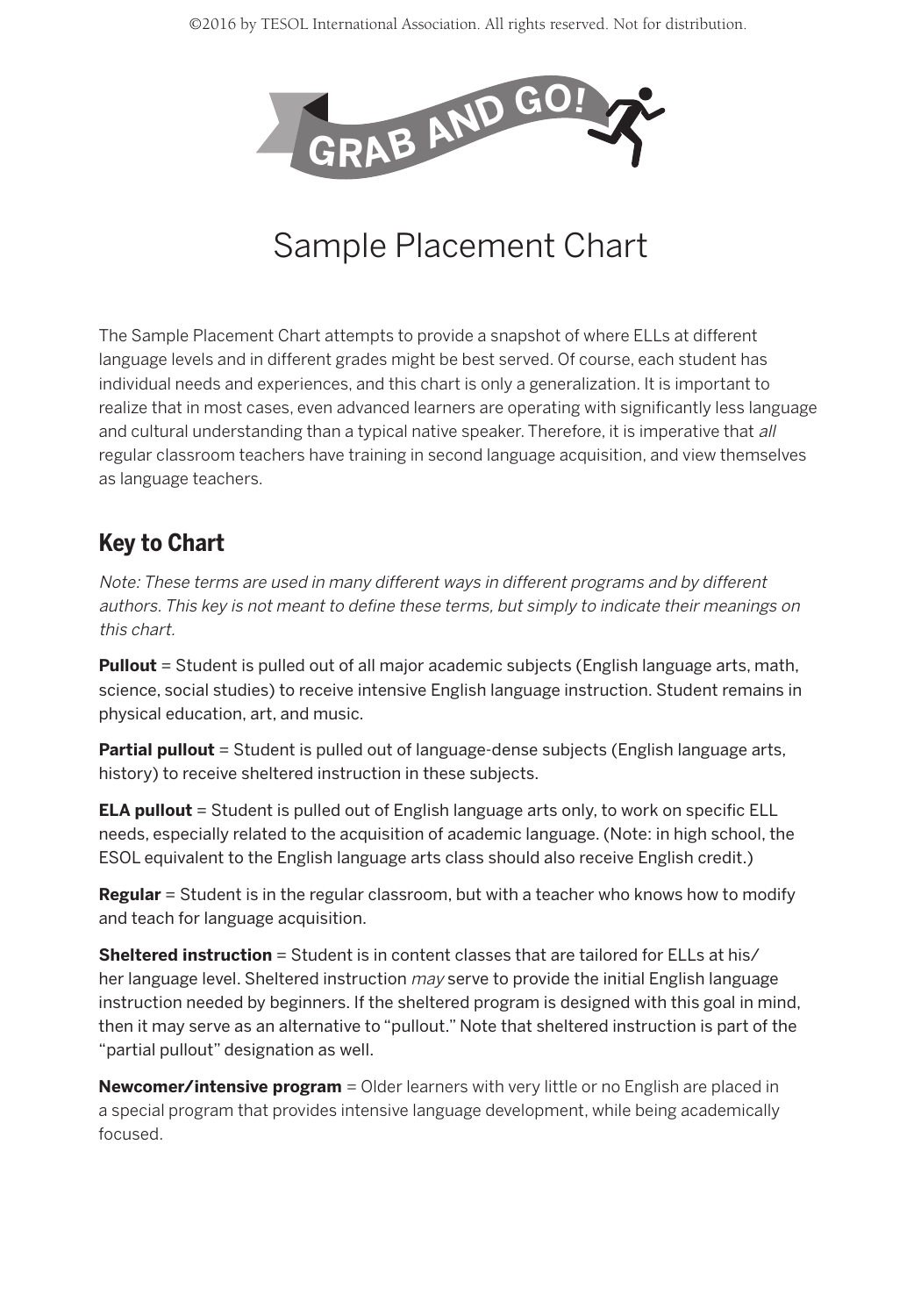GRAB AND GO!

# Sample Placement Chart

The Sample Placement Chart attempts to provide a snapshot of where ELLs at different language levels and in different grades might be best served. Of course, each student has individual needs and experiences, and this chart is only a generalization. It is important to realize that in most cases, even advanced learners are operating with significantly less language and cultural understanding than a typical native speaker. Therefore, it is imperative that *all* regular classroom teachers have training in second language acquisition, and view themselves as language teachers.

## Key to Chart

*Note: These terms are used in many different ways in different programs and by different authors. This key is not meant to define these terms, but simply to indicate their meanings on this chart.*

**Pullout** = Student is pulled out of all major academic subjects (English language arts, math, science, social studies) to receive intensive English language instruction. Student remains in physical education, art, and music.

**Partial pullout** = Student is pulled out of language-dense subjects (English language arts, history) to receive sheltered instruction in these subjects.

**ELA pullout** = Student is pulled out of English language arts only, to work on specific ELL needs, especially related to the acquisition of academic language. (Note: in high school, the ESOL equivalent to the English language arts class should also receive English credit.)

**Regular** = Student is in the regular classroom, but with a teacher who knows how to modify and teach for language acquisition.

**Sheltered instruction** = Student is in content classes that are tailored for ELLs at his/her language level. Sheltered instruction *may* serve to provide the initial English language instruction needed by beginners. If the sheltered program is designed with this goal in mind, then it may serve as an alternative to "pullout." Note that sheltered instruction is part of the "partial pullout" designation as well.

**Newcomer/intensive program** = Older learners with very little or no English are placed in a special program that provides intensive language development, while being academically focused.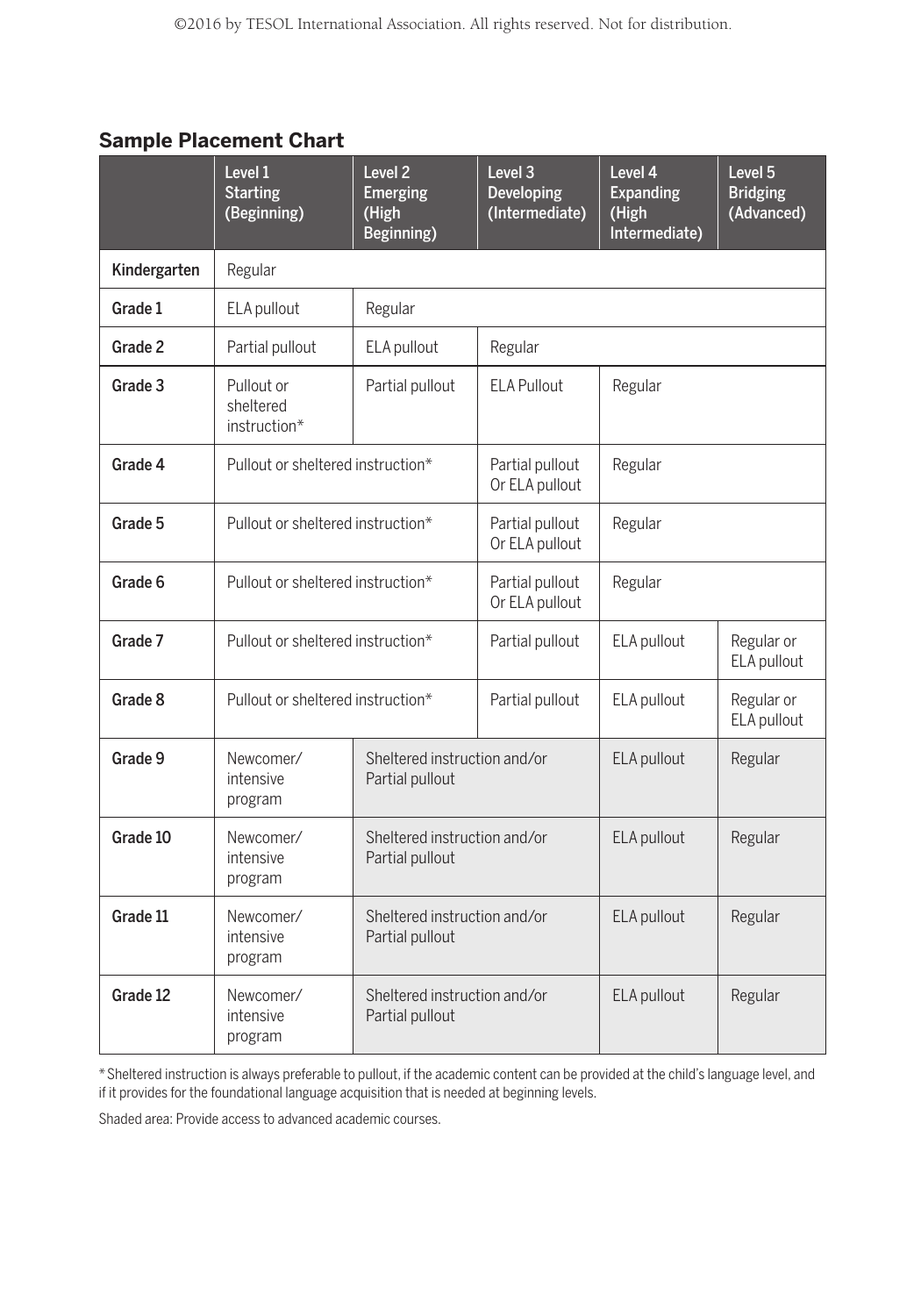## Sample Placement Chart

| | Level 1 Starting (Beginning) | Level 2 Emerging (High Beginning) | Level 3 Developing (Intermediate) | Level 4 Expanding (High Intermediate) | Level 5 Bridging (Advanced) |
|---|---|---|---|---|---|
| Kindergarten | Regular | | | | |
| Grade 1 | ELA pullout | Regular | | | |
| Grade 2 | Partial pullout | ELA pullout | Regular | | |
| Grade 3 | Pullout or sheltered instruction* | Partial pullout | ELA Pullout | Regular | |
| Grade 4 | Pullout or sheltered instruction* | | Partial pullout Or ELA pullout | Regular | |
| Grade 5 | Pullout or sheltered instruction* | | Partial pullout Or ELA pullout | Regular | |
| Grade 6 | Pullout or sheltered instruction* | | Partial pullout Or ELA pullout | Regular | |
| Grade 7 | Pullout or sheltered instruction* | | Partial pullout | ELA pullout | Regular or ELA pullout |
| Grade 8 | Pullout or sheltered instruction* | | Partial pullout | ELA pullout | Regular or ELA pullout |
| Grade 9 | Newcomer/ intensive program | Sheltered instruction and/or Partial pullout | | ELA pullout | Regular |
| Grade 10 | Newcomer/ intensive program | Sheltered instruction and/or Partial pullout | | ELA pullout | Regular |
| Grade 11 | Newcomer/ intensive program | Sheltered instruction and/or Partial pullout | | ELA pullout | Regular |
| Grade 12 | Newcomer/ intensive program | Sheltered instruction and/or Partial pullout | | ELA pullout | Regular |

* Sheltered instruction is always preferable to pullout, if the academic content can be provided at the child's language level, and if it provides for the foundational language acquisition that is needed at beginning levels.

Shaded area: Provide access to advanced academic courses.